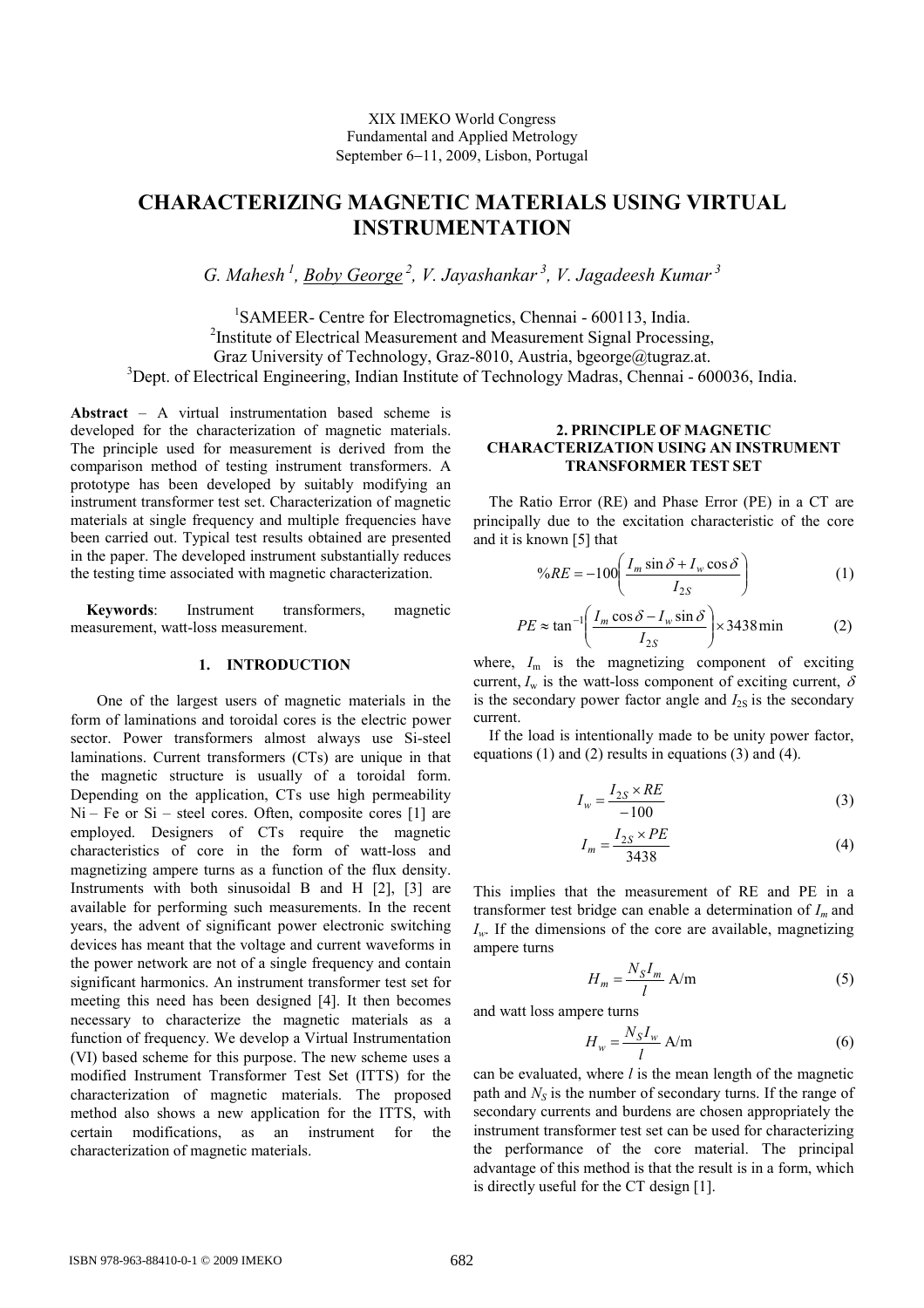XIX IMEKO World Congress
Fundamental and Applied Metrology
September 6−11, 2009, Lisbon, Portugal

# CHARACTERIZING MAGNETIC MATERIALS USING VIRTUAL INSTRUMENTATION

*G. Mahesh [1], Boby George [2], V. Jayashankar [3], V. Jagadeesh Kumar [3]*

[1]SAMEER- Centre for Electromagnetics, Chennai - 600113, India.
[2]Institute of Electrical Measurement and Measurement Signal Processing, Graz University of Technology, Graz-8010, Austria, bgeorge@tugraz.at.
[3]Dept. of Electrical Engineering, Indian Institute of Technology Madras, Chennai - 600036, India.

**Abstract** – A virtual instrumentation based scheme is developed for the characterization of magnetic materials. The principle used for measurement is derived from the comparison method of testing instrument transformers. A prototype has been developed by suitably modifying an instrument transformer test set. Characterization of magnetic materials at single frequency and multiple frequencies have been carried out. Typical test results obtained are presented in the paper. The developed instrument substantially reduces the testing time associated with magnetic characterization.

**Keywords**: Instrument transformers, magnetic measurement, watt-loss measurement.

## 1. INTRODUCTION

One of the largest users of magnetic materials in the form of laminations and toroidal cores is the electric power sector. Power transformers almost always use Si-steel laminations. Current transformers (CTs) are unique in that the magnetic structure is usually of a toroidal form. Depending on the application, CTs use high permeability Ni – Fe or Si – steel cores. Often, composite cores [1] are employed. Designers of CTs require the magnetic characteristics of core in the form of watt-loss and magnetizing ampere turns as a function of the flux density. Instruments with both sinusoidal B and H [2], [3] are available for performing such measurements. In the recent years, the advent of significant power electronic switching devices has meant that the voltage and current waveforms in the power network are not of a single frequency and contain significant harmonics. An instrument transformer test set for meeting this need has been designed [4]. It then becomes necessary to characterize the magnetic materials as a function of frequency. We develop a Virtual Instrumentation (VI) based scheme for this purpose. The new scheme uses a modified Instrument Transformer Test Set (ITTS) for the characterization of magnetic materials. The proposed method also shows a new application for the ITTS, with certain modifications, as an instrument for the characterization of magnetic materials.

## 2. PRINCIPLE OF MAGNETIC CHARACTERIZATION USING AN INSTRUMENT TRANSFORMER TEST SET

The Ratio Error (RE) and Phase Error (PE) in a CT are principally due to the excitation characteristic of the core and it is known [5] that

$$\%RE = -100\left(\frac{I_m \sin\delta + I_w \cos\delta}{I_{2S}}\right) \tag{1}$$

$$PE \approx \tan^{-1}\left(\frac{I_m \cos\delta - I_w \sin\delta}{I_{2S}}\right) \times 3438\,\text{min} \tag{2}$$

where, $I_m$ is the magnetizing component of exciting current, $I_w$ is the watt-loss component of exciting current, $\delta$ is the secondary power factor angle and $I_{2S}$ is the secondary current.

If the load is intentionally made to be unity power factor, equations (1) and (2) results in equations (3) and (4).

$$I_w = \frac{I_{2S} \times RE}{-100} \tag{3}$$

$$I_m = \frac{I_{2S} \times PE}{3438} \tag{4}$$

This implies that the measurement of RE and PE in a transformer test bridge can enable a determination of $I_m$ and $I_w$. If the dimensions of the core are available, magnetizing ampere turns

$$H_m = \frac{N_S I_m}{l}\ \text{A/m} \tag{5}$$

and watt loss ampere turns

$$H_w = \frac{N_S I_w}{l}\ \text{A/m} \tag{6}$$

can be evaluated, where $l$ is the mean length of the magnetic path and $N_S$ is the number of secondary turns. If the range of secondary currents and burdens are chosen appropriately the instrument transformer test set can be used for characterizing the performance of the core material. The principal advantage of this method is that the result is in a form, which is directly useful for the CT design [1].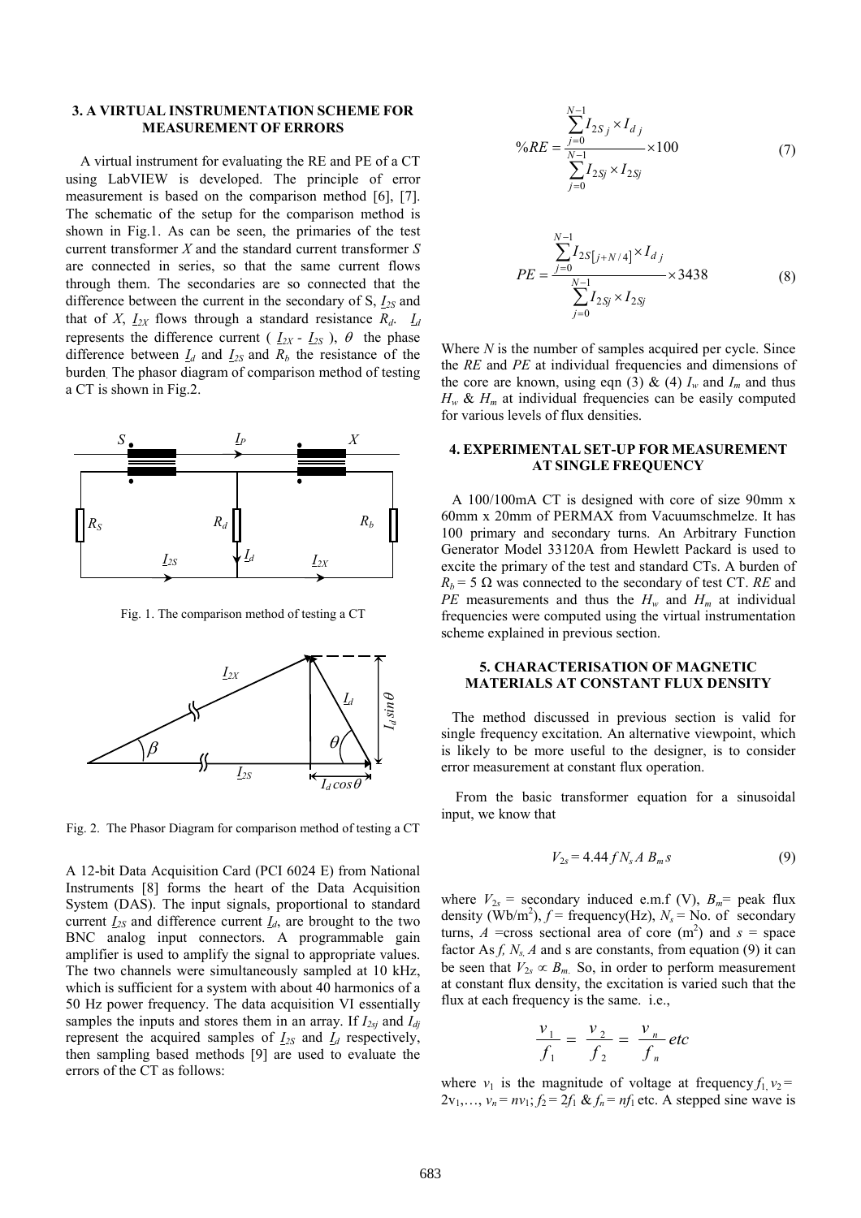## 3. A VIRTUAL INSTRUMENTATION SCHEME FOR MEASUREMENT OF ERRORS

A virtual instrument for evaluating the RE and PE of a CT using LabVIEW is developed. The principle of error measurement is based on the comparison method [6], [7]. The schematic of the setup for the comparison method is shown in Fig.1. As can be seen, the primaries of the test current transformer *X* and the standard current transformer *S* are connected in series, so that the same current flows through them. The secondaries are so connected that the difference between the current in the secondary of S, $\underline{I}_{2S}$ and that of *X*, $\underline{I}_{2X}$ flows through a standard resistance $R_d$. $\underline{I}_d$ represents the difference current ( $\underline{I}_{2X}$ - $\underline{I}_{2S}$ ), $\theta$ the phase difference between $\underline{I}_d$ and $\underline{I}_{2S}$ and $R_b$ the resistance of the burden. The phasor diagram of comparison method of testing a CT is shown in Fig.2.

Fig. 1. The comparison method of testing a CT

Fig. 2. The Phasor Diagram for comparison method of testing a CT

A 12-bit Data Acquisition Card (PCI 6024 E) from National Instruments [8] forms the heart of the Data Acquisition System (DAS). The input signals, proportional to standard current $\underline{I}_{2S}$ and difference current $\underline{I}_d$, are brought to the two BNC analog input connectors. A programmable gain amplifier is used to amplify the signal to appropriate values. The two channels were simultaneously sampled at 10 kHz, which is sufficient for a system with about 40 harmonics of a 50 Hz power frequency. The data acquisition VI essentially samples the inputs and stores them in an array. If $I_{2sj}$ and $I_{dj}$ represent the acquired samples of $\underline{I}_{2S}$ and $\underline{I}_d$ respectively, then sampling based methods [9] are used to evaluate the errors of the CT as follows:

$$\%RE = \frac{\sum_{j=0}^{N-1} I_{2S\,j} \times I_{d\,j}}{\sum_{j=0}^{N-1} I_{2Sj} \times I_{2Sj}} \times 100 \tag{7}$$

$$PE = \frac{\sum_{j=0}^{N-1} I_{2S[j+N/4]} \times I_{d\,j}}{\sum_{j=0}^{N-1} I_{2Sj} \times I_{2Sj}} \times 3438 \tag{8}$$

Where *N* is the number of samples acquired per cycle. Since the *RE* and *PE* at individual frequencies and dimensions of the core are known, using eqn (3) & (4) $I_w$ and $I_m$ and thus $H_w$ & $H_m$ at individual frequencies can be easily computed for various levels of flux densities.

## 4. EXPERIMENTAL SET-UP FOR MEASUREMENT AT SINGLE FREQUENCY

A 100/100mA CT is designed with core of size 90mm x 60mm x 20mm of PERMAX from Vacuumschmelze. It has 100 primary and secondary turns. An Arbitrary Function Generator Model 33120A from Hewlett Packard is used to excite the primary of the test and standard CTs. A burden of $R_b$ = 5 Ω was connected to the secondary of test CT. *RE* and *PE* measurements and thus the $H_w$ and $H_m$ at individual frequencies were computed using the virtual instrumentation scheme explained in previous section.

## 5. CHARACTERISATION OF MAGNETIC MATERIALS AT CONSTANT FLUX DENSITY

The method discussed in previous section is valid for single frequency excitation. An alternative viewpoint, which is likely to be more useful to the designer, is to consider error measurement at constant flux operation.

From the basic transformer equation for a sinusoidal input, we know that

$$V_{2s} = 4.44\, f\, N_s\, A\, B_m\, s \tag{9}$$

where $V_{2s}$ = secondary induced e.m.f (V), $B_m$= peak flux density (Wb/m$^2$), $f$ = frequency(Hz), $N_s$ = No. of secondary turns, $A$ =cross sectional area of core (m$^2$) and $s$ = space factor As $f$, $N_s$, $A$ and s are constants, from equation (9) it can be seen that $V_{2s} \propto B_m$. So, in order to perform measurement at constant flux density, the excitation is varied such that the flux at each frequency is the same. i.e.,

$$\frac{v_1}{f_1} = \frac{v_2}{f_2} = \frac{v_n}{f_n}\, etc$$

where $v_1$ is the magnitude of voltage at frequency $f_1$, $v_2$ = $2v_1$,…, $v_n = nv_1$; $f_2 = 2f_1$ & $f_n = nf_1$ etc. A stepped sine wave is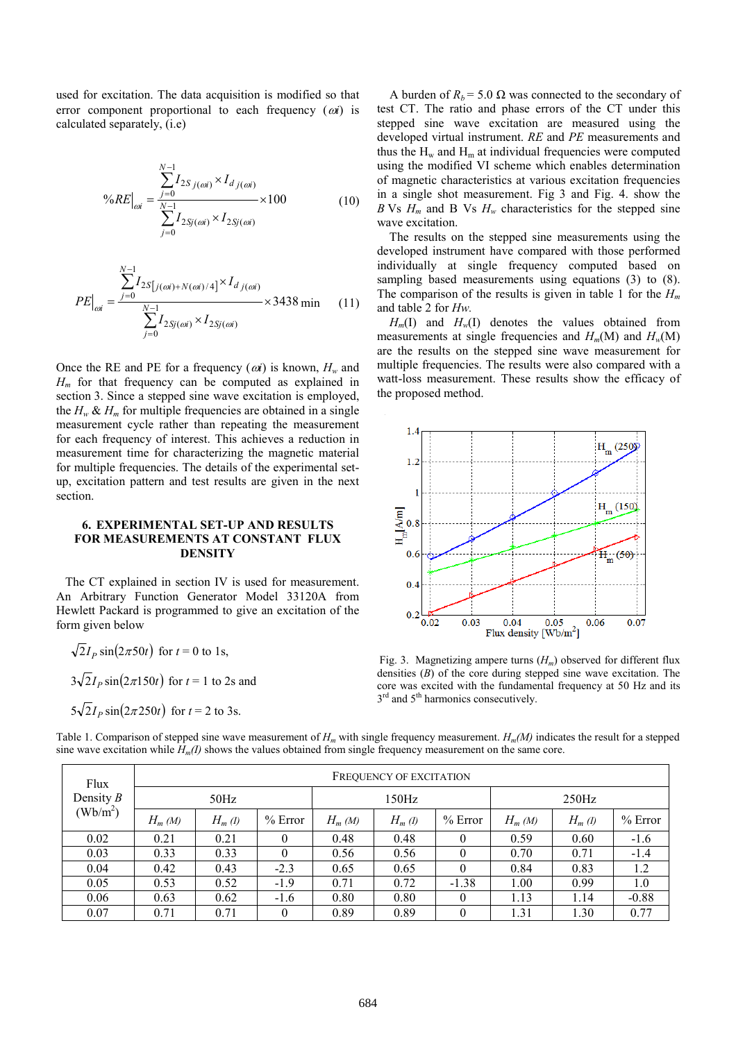used for excitation. The data acquisition is modified so that error component proportional to each frequency ($\omega i$) is calculated separately, (i.e)

$$\%RE\Big|_{\omega i} = \frac{\sum_{j=0}^{N-1} I_{2S\,j(\omega i)} \times I_{d\,j(\omega i)}}{\sum_{j=0}^{N-1} I_{2Sj(\omega i)} \times I_{2Sj(\omega i)}} \times 100 \qquad (10)$$

$$PE\Big|_{\omega i} = \frac{\sum_{j=0}^{N-1} I_{2S[j(\omega i)+N(\omega i)/4]} \times I_{d\,j(\omega i)}}{\sum_{j=0}^{N-1} I_{2Sj(\omega i)} \times I_{2Sj(\omega i)}} \times 3438 \text{ min} \qquad (11)$$

Once the RE and PE for a frequency ($\omega i$) is known, $H_w$ and $H_m$ for that frequency can be computed as explained in section 3. Since a stepped sine wave excitation is employed, the $H_w$ & $H_m$ for multiple frequencies are obtained in a single measurement cycle rather than repeating the measurement for each frequency of interest. This achieves a reduction in measurement time for characterizing the magnetic material for multiple frequencies. The details of the experimental set-up, excitation pattern and test results are given in the next section.

## 6. EXPERIMENTAL SET-UP AND RESULTS FOR MEASUREMENTS AT CONSTANT FLUX DENSITY

The CT explained in section IV is used for measurement. An Arbitrary Function Generator Model 33120A from Hewlett Packard is programmed to give an excitation of the form given below

$\sqrt{2}I_P \sin(2\pi 50t)$ for $t$ = 0 to 1s,

$3\sqrt{2}I_P \sin(2\pi 150t)$ for $t$ = 1 to 2s and

$5\sqrt{2}I_P \sin(2\pi 250t)$ for $t$ = 2 to 3s.

A burden of $R_b$ = 5.0 Ω was connected to the secondary of test CT. The ratio and phase errors of the CT under this stepped sine wave excitation are measured using the developed virtual instrument. *RE* and *PE* measurements and thus the $H_w$ and $H_m$ at individual frequencies were computed using the modified VI scheme which enables determination of magnetic characteristics at various excitation frequencies in a single shot measurement. Fig 3 and Fig. 4. show the *B* Vs $H_m$ and B Vs $H_w$ characteristics for the stepped sine wave excitation.

The results on the stepped sine measurements using the developed instrument have compared with those performed individually at single frequency computed based on sampling based measurements using equations (3) to (8). The comparison of the results is given in table 1 for the $H_m$ and table 2 for *Hw*.

$H_m$(I) and $H_w$(I) denotes the values obtained from measurements at single frequencies and $H_m$(M) and $H_w$(M) are the results on the stepped sine wave measurement for multiple frequencies. The results were also compared with a watt-loss measurement. These results show the efficacy of the proposed method.

Fig. 3. Magnetizing ampere turns ($H_m$) observed for different flux densities (*B*) of the core during stepped sine wave excitation. The core was excited with the fundamental frequency at 50 Hz and its 3[rd] and 5[th] harmonics consecutively.

Table 1. Comparison of stepped sine wave measurement of $H_m$ with single frequency measurement. $H_m(M)$ indicates the result for a stepped sine wave excitation while $H_m(I)$ shows the values obtained from single frequency measurement on the same core.

| Flux Density *B* (Wb/m$^2$) | FREQUENCY OF EXCITATION | | | | | | | | |
|---|---|---|---|---|---|---|---|---|---|
| | 50Hz | | | 150Hz | | | 250Hz | | |
| | $H_m$ (M) | $H_m$ (I) | % Error | $H_m$ (M) | $H_m$ (I) | % Error | $H_m$ (M) | $H_m$ (I) | % Error |
| 0.02 | 0.21 | 0.21 | 0 | 0.48 | 0.48 | 0 | 0.59 | 0.60 | -1.6 |
| 0.03 | 0.33 | 0.33 | 0 | 0.56 | 0.56 | 0 | 0.70 | 0.71 | -1.4 |
| 0.04 | 0.42 | 0.43 | -2.3 | 0.65 | 0.65 | 0 | 0.84 | 0.83 | 1.2 |
| 0.05 | 0.53 | 0.52 | -1.9 | 0.71 | 0.72 | -1.38 | 1.00 | 0.99 | 1.0 |
| 0.06 | 0.63 | 0.62 | -1.6 | 0.80 | 0.80 | 0 | 1.13 | 1.14 | -0.88 |
| 0.07 | 0.71 | 0.71 | 0 | 0.89 | 0.89 | 0 | 1.31 | 1.30 | 0.77 |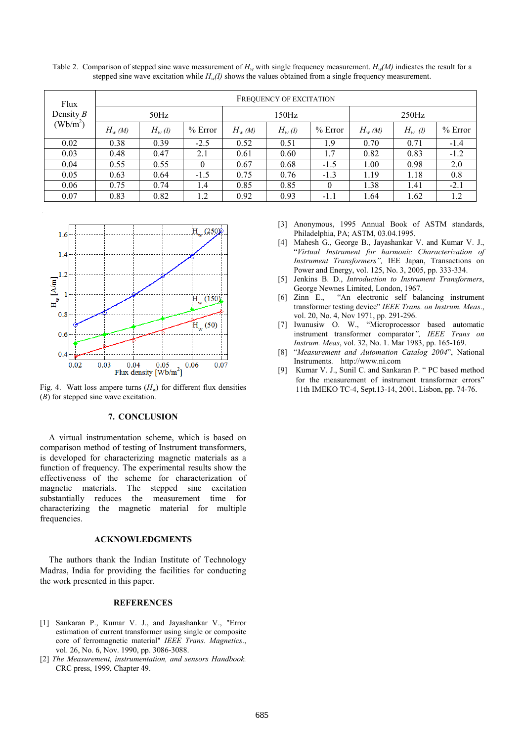Table 2. Comparison of stepped sine wave measurement of $H_w$ with single frequency measurement. $H_w(M)$ indicates the result for a stepped sine wave excitation while $H_w(I)$ shows the values obtained from a single frequency measurement.

| Flux Density $B$ (Wb/m$^2$) | FREQUENCY OF EXCITATION | | | | | | | | |
|---|---|---|---|---|---|---|---|---|---|
| | 50Hz | | | 150Hz | | | 250Hz | | |
| | $H_w$ (M) | $H_w$ (I) | % Error | $H_w$ (M) | $H_w$ (I) | % Error | $H_w$ (M) | $H_w$ (I) | % Error |
| 0.02 | 0.38 | 0.39 | -2.5 | 0.52 | 0.51 | 1.9 | 0.70 | 0.71 | -1.4 |
| 0.03 | 0.48 | 0.47 | 2.1 | 0.61 | 0.60 | 1.7 | 0.82 | 0.83 | -1.2 |
| 0.04 | 0.55 | 0.55 | 0 | 0.67 | 0.68 | -1.5 | 1.00 | 0.98 | 2.0 |
| 0.05 | 0.63 | 0.64 | -1.5 | 0.75 | 0.76 | -1.3 | 1.19 | 1.18 | 0.8 |
| 0.06 | 0.75 | 0.74 | 1.4 | 0.85 | 0.85 | 0 | 1.38 | 1.41 | -2.1 |
| 0.07 | 0.83 | 0.82 | 1.2 | 0.92 | 0.93 | -1.1 | 1.64 | 1.62 | 1.2 |

$H_w$ [A/m]

1.6
1.4
1.2
1
0.8
0.6
0.4

$H_w$ (250)

$H_w$ (150)

$H_w$ (50)

0.02 0.03 0.04 0.05 0.06 0.07

Flux density [Wb/m$^2$]

Fig. 4. Watt loss ampere turns ($H_w$) for different flux densities ($B$) for stepped sine wave excitation.

## 7. CONCLUSION

A virtual instrumentation scheme, which is based on comparison method of testing of Instrument transformers, is developed for characterizing magnetic materials as a function of frequency. The experimental results show the effectiveness of the scheme for characterization of magnetic materials. The stepped sine excitation substantially reduces the measurement time for characterizing the magnetic material for multiple frequencies.

## ACKNOWLEDGMENTS

The authors thank the Indian Institute of Technology Madras, India for providing the facilities for conducting the work presented in this paper.

## REFERENCES

[1] Sankaran P., Kumar V. J., and Jayashankar V., "Error estimation of current transformer using single or composite core of ferromagnetic material" *IEEE Trans. Magnetics*., vol. 26, No. 6, Nov. 1990, pp. 3086-3088.

[2] *The Measurement, instrumentation, and sensors Handbook.* CRC press, 1999, Chapter 49.

[3] Anonymous, 1995 Annual Book of ASTM standards, Philadelphia, PA; ASTM, 03.04.1995.

[4] Mahesh G., George B., Jayashankar V. and Kumar V. J., "*Virtual Instrument for harmonic Characterization of Instrument Transformers",* IEE Japan, Transactions on Power and Energy, vol. 125, No. 3, 2005, pp. 333-334.

[5] Jenkins B. D., *Introduction to Instrument Transformers*, George Newnes Limited, London, 1967.

[6] Zinn E., "An electronic self balancing instrument transformer testing device" *IEEE Trans. on Instrum. Meas*., vol. 20, No. 4, Nov 1971, pp. 291-296.

[7] Iwanusiw O. W., "Microprocessor based automatic instrument transformer comparator*", IEEE Trans on Instrum. Meas*, vol. 32, No. 1. Mar 1983, pp. 165-169.

[8] "*Measurement and Automation Catalog 2004*", National Instruments. http://www.ni.com

[9] Kumar V. J., Sunil C. and Sankaran P. " PC based method for the measurement of instrument transformer errors" 11th IMEKO TC-4, Sept.13-14, 2001, Lisbon, pp. 74-76.